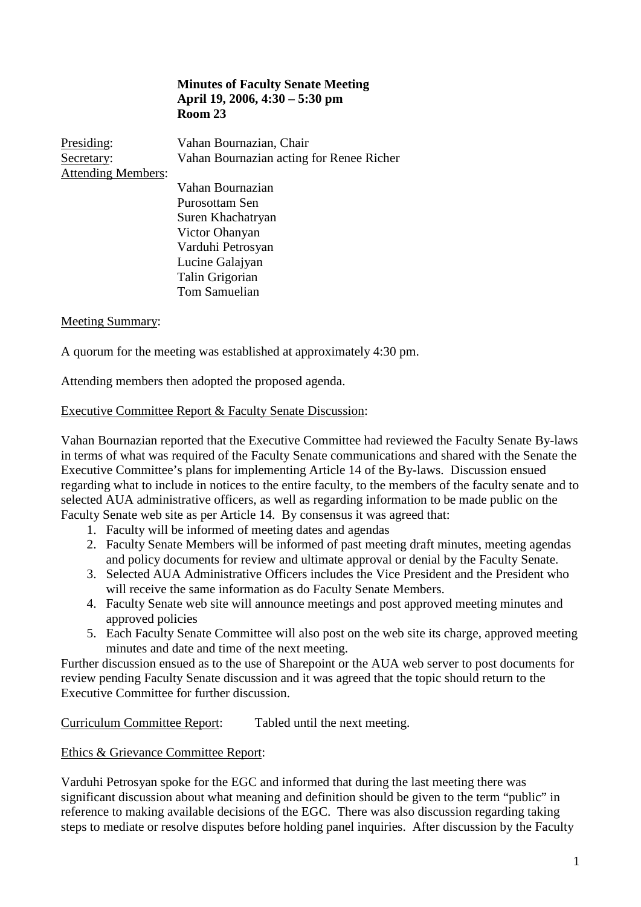**Minutes of Faculty Senate Meeting**
**April 19, 2006, 4:30 – 5:30 pm**
**Room 23**

Presiding: Vahan Bournazian, Chair
Secretary: Vahan Bournazian acting for Renee Richer
Attending Members:

Vahan Bournazian
Purosottam Sen
Suren Khachatryan
Victor Ohanyan
Varduhi Petrosyan
Lucine Galajyan
Talin Grigorian
Tom Samuelian

Meeting Summary:

A quorum for the meeting was established at approximately 4:30 pm.

Attending members then adopted the proposed agenda.

Executive Committee Report & Faculty Senate Discussion:

Vahan Bournazian reported that the Executive Committee had reviewed the Faculty Senate By-laws in terms of what was required of the Faculty Senate communications and shared with the Senate the Executive Committee's plans for implementing Article 14 of the By-laws. Discussion ensued regarding what to include in notices to the entire faculty, to the members of the faculty senate and to selected AUA administrative officers, as well as regarding information to be made public on the Faculty Senate web site as per Article 14. By consensus it was agreed that:

1. Faculty will be informed of meeting dates and agendas
2. Faculty Senate Members will be informed of past meeting draft minutes, meeting agendas and policy documents for review and ultimate approval or denial by the Faculty Senate.
3. Selected AUA Administrative Officers includes the Vice President and the President who will receive the same information as do Faculty Senate Members.
4. Faculty Senate web site will announce meetings and post approved meeting minutes and approved policies
5. Each Faculty Senate Committee will also post on the web site its charge, approved meeting minutes and date and time of the next meeting.

Further discussion ensued as to the use of Sharepoint or the AUA web server to post documents for review pending Faculty Senate discussion and it was agreed that the topic should return to the Executive Committee for further discussion.

Curriculum Committee Report: Tabled until the next meeting.

Ethics & Grievance Committee Report:

Varduhi Petrosyan spoke for the EGC and informed that during the last meeting there was significant discussion about what meaning and definition should be given to the term "public" in reference to making available decisions of the EGC. There was also discussion regarding taking steps to mediate or resolve disputes before holding panel inquiries. After discussion by the Faculty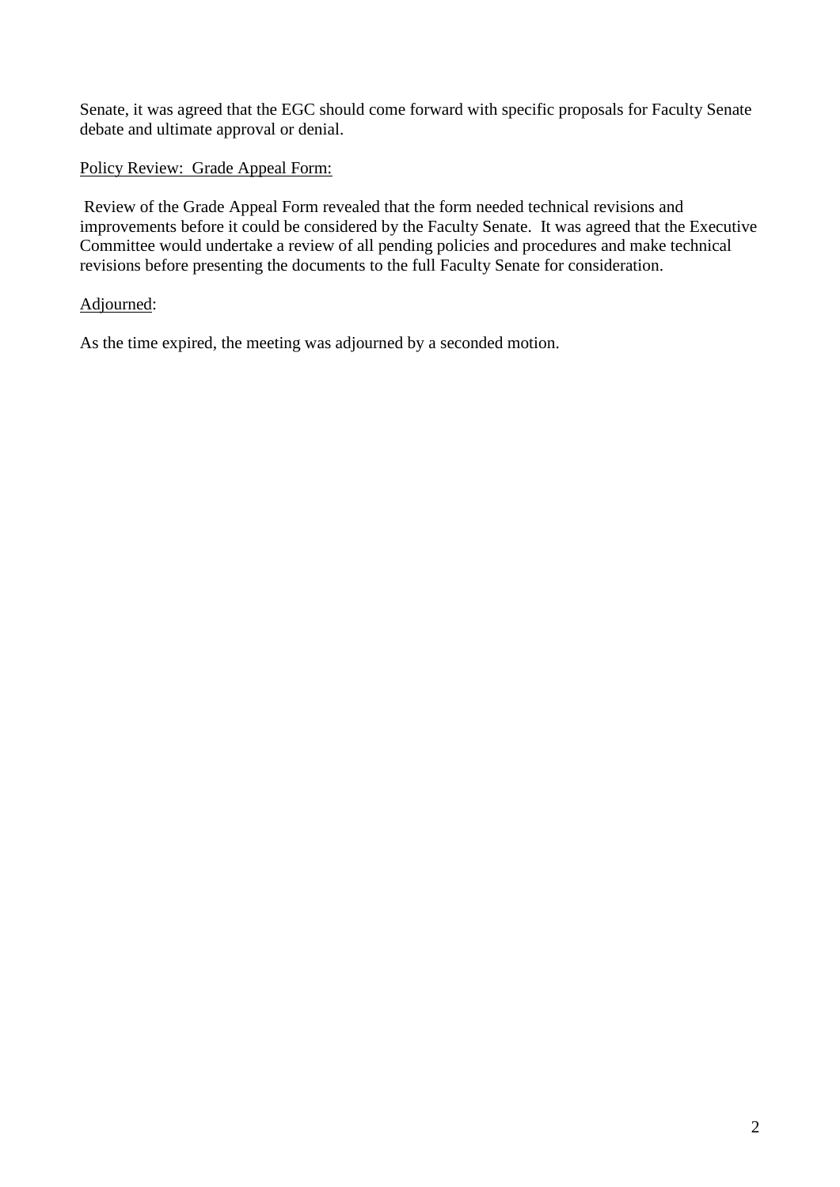Senate, it was agreed that the EGC should come forward with specific proposals for Faculty Senate debate and ultimate approval or denial.

<u>Policy Review: Grade Appeal Form:</u>

Review of the Grade Appeal Form revealed that the form needed technical revisions and improvements before it could be considered by the Faculty Senate. It was agreed that the Executive Committee would undertake a review of all pending policies and procedures and make technical revisions before presenting the documents to the full Faculty Senate for consideration.

<u>Adjourned</u>:

As the time expired, the meeting was adjourned by a seconded motion.